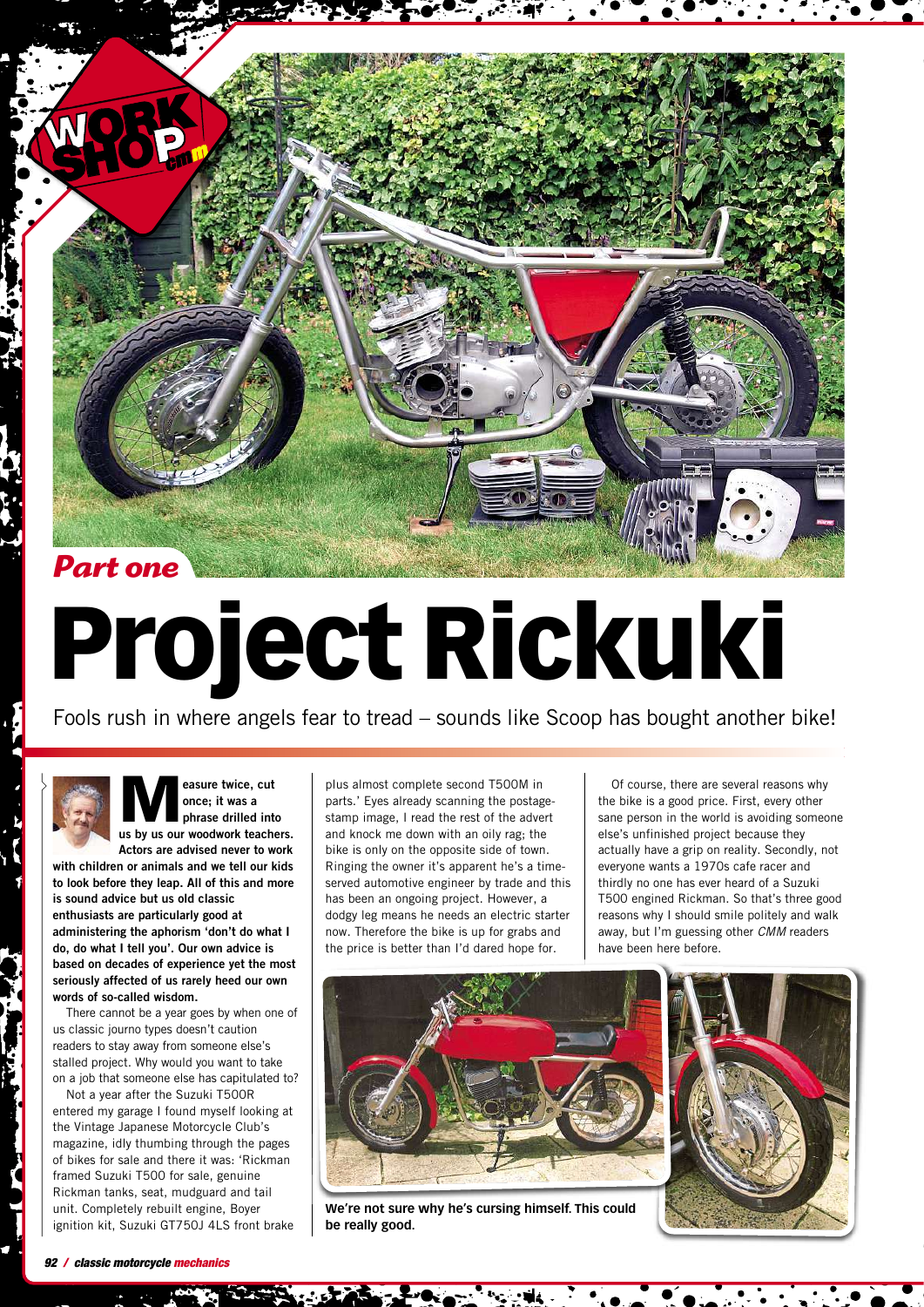Part one

# Project Rickuki

Fools rush in where angels fear to tread – sounds like Scoop has bought another bike!

**Measure twice, cut once; it was a phrase drilled into us by us our woodwork teachers. Actors are advised never to work with children or animals and we tell our kids to look before they leap. All of this and more is sound advice but us old classic enthusiasts are particularly good at administering the aphorism 'don't do what I do, do what I tell you'. Our own advice is based on decades of experience yet the most seriously affected of us rarely heed our own words of so-called wisdom.**

There cannot be a year goes by when one of us classic journo types doesn't caution readers to stay away from someone else's stalled project. Why would you want to take on a job that someone else has capitulated to?

Not a year after the Suzuki T500R entered my garage I found myself looking at the Vintage Japanese Motorcycle Club's magazine, idly thumbing through the pages of bikes for sale and there it was: 'Rickman framed Suzuki T500 for sale, genuine Rickman tanks, seat, mudguard and tail unit. Completely rebuilt engine, Boyer ignition kit, Suzuki GT750J 4LS front brake plus almost complete second T500M in parts.' Eyes already scanning the postage-stamp image, I read the rest of the advert and knock me down with an oily rag; the bike is only on the opposite side of town. Ringing the owner it's apparent he's a time-served automotive engineer by trade and this has been an ongoing project. However, a dodgy leg means he needs an electric starter now. Therefore the bike is up for grabs and the price is better than I'd dared hope for.

Of course, there are several reasons why the bike is a good price. First, every other sane person in the world is avoiding someone else's unfinished project because they actually have a grip on reality. Secondly, not everyone wants a 1970s cafe racer and thirdly no one has ever heard of a Suzuki T500 engined Rickman. So that's three good reasons why I should smile politely and walk away, but I'm guessing other *CMM* readers have been here before.

**We're not sure why he's cursing himself. This could be really good.**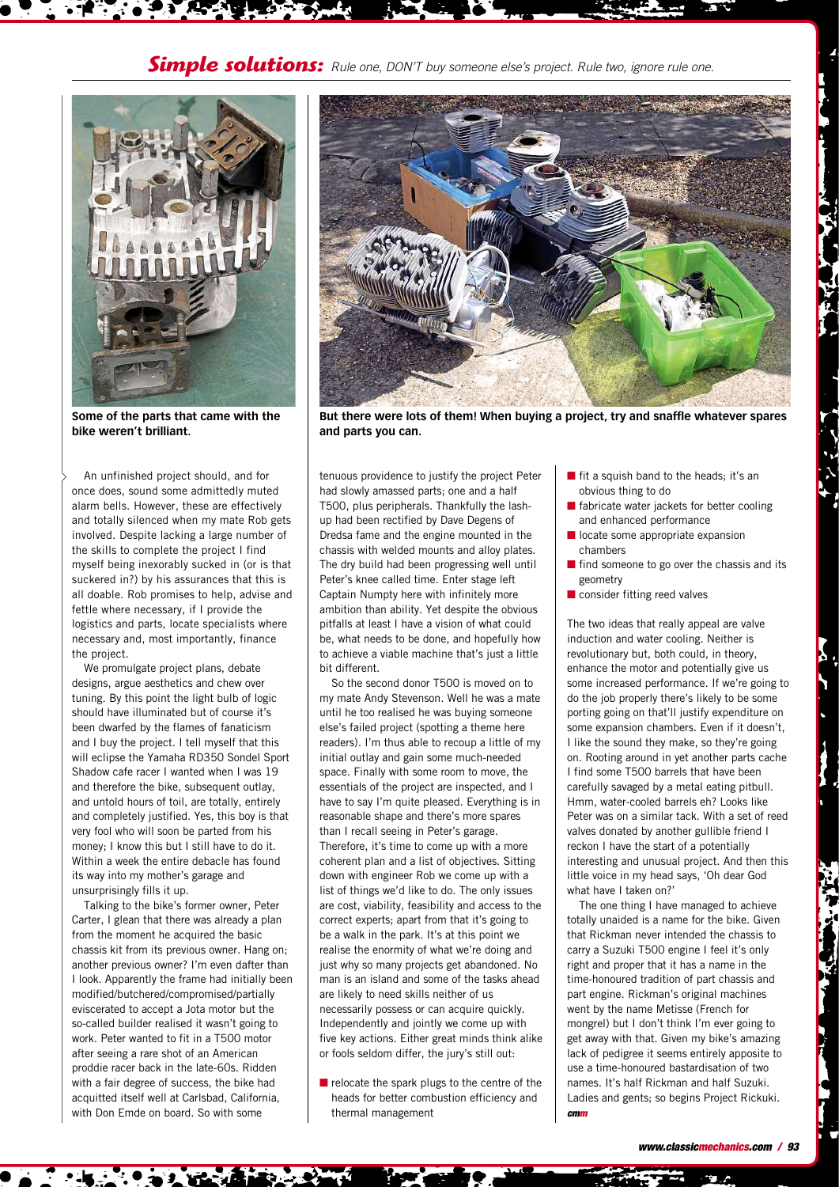***Simple solutions:*** *Rule one, DON'T buy someone else's project. Rule two, ignore rule one.*

**Some of the parts that came with the bike weren't brilliant.**

**But there were lots of them! When buying a project, try and snaffle whatever spares and parts you can.**

An unfinished project should, and for once does, sound some admittedly muted alarm bells. However, these are effectively and totally silenced when my mate Rob gets involved. Despite lacking a large number of the skills to complete the project I find myself being inexorably sucked in (or is that suckered in?) by his assurances that this is all doable. Rob promises to help, advise and fettle where necessary, if I provide the logistics and parts, locate specialists where necessary and, most importantly, finance the project.

We promulgate project plans, debate designs, argue aesthetics and chew over tuning. By this point the light bulb of logic should have illuminated but of course it's been dwarfed by the flames of fanaticism and I buy the project. I tell myself that this will eclipse the Yamaha RD350 Sondel Sport Shadow cafe racer I wanted when I was 19 and therefore the bike, subsequent outlay, and untold hours of toil, are totally, entirely and completely justified. Yes, this boy is that very fool who will soon be parted from his money; I know this but I still have to do it. Within a week the entire debacle has found its way into my mother's garage and unsurprisingly fills it up.

Talking to the bike's former owner, Peter Carter, I glean that there was already a plan from the moment he acquired the basic chassis kit from its previous owner. Hang on; another previous owner? I'm even dafter than I look. Apparently the frame had initially been modified/butchered/compromised/partially eviscerated to accept a Jota motor but the so-called builder realised it wasn't going to work. Peter wanted to fit in a T500 motor after seeing a rare shot of an American proddie racer back in the late-60s. Ridden with a fair degree of success, the bike had acquitted itself well at Carlsbad, California, with Don Emde on board. So with some tenuous providence to justify the project Peter had slowly amassed parts; one and a half T500, plus peripherals. Thankfully the lash-up had been rectified by Dave Degens of Dredsa fame and the engine mounted in the chassis with welded mounts and alloy plates. The dry build had been progressing well until Peter's knee called time. Enter stage left Captain Numpty here with infinitely more ambition than ability. Yet despite the obvious pitfalls at least I have a vision of what could be, what needs to be done, and hopefully how to achieve a viable machine that's just a little bit different.

So the second donor T500 is moved on to my mate Andy Stevenson. Well he was a mate until he too realised he was buying someone else's failed project (spotting a theme here readers). I'm thus able to recoup a little of my initial outlay and gain some much-needed space. Finally with some room to move, the essentials of the project are inspected, and I have to say I'm quite pleased. Everything is in reasonable shape and there's more spares than I recall seeing in Peter's garage. Therefore, it's time to come up with a more coherent plan and a list of objectives. Sitting down with engineer Rob we come up with a list of things we'd like to do. The only issues are cost, viability, feasibility and access to the correct experts; apart from that it's going to be a walk in the park. It's at this point we realise the enormity of what we're doing and just why so many projects get abandoned. No man is an island and some of the tasks ahead are likely to need skills neither of us necessarily possess or can acquire quickly. Independently and jointly we come up with five key actions. Either great minds think alike or fools seldom differ, the jury's still out:

- relocate the spark plugs to the centre of the heads for better combustion efficiency and thermal management
- fit a squish band to the heads; it's an obvious thing to do
- fabricate water jackets for better cooling and enhanced performance
- locate some appropriate expansion chambers
- find someone to go over the chassis and its geometry
- consider fitting reed valves

The two ideas that really appeal are valve induction and water cooling. Neither is revolutionary but, both could, in theory, enhance the motor and potentially give us some increased performance. If we're going to do the job properly there's likely to be some porting going on that'll justify expenditure on some expansion chambers. Even if it doesn't, I like the sound they make, so they're going on. Rooting around in yet another parts cache I find some T500 barrels that have been carefully savaged by a metal eating pitbull. Hmm, water-cooled barrels eh? Looks like Peter was on a similar tack. With a set of reed valves donated by another gullible friend I reckon I have the start of a potentially interesting and unusual project. And then this little voice in my head says, 'Oh dear God what have I taken on?'

The one thing I have managed to achieve totally unaided is a name for the bike. Given that Rickman never intended the chassis to carry a Suzuki T500 engine I feel it's only right and proper that it has a name in the time-honoured tradition of part chassis and part engine. Rickman's original machines went by the name Metisse (French for mongrel) but I don't think I'm ever going to get away with that. Given my bike's amazing lack of pedigree it seems entirely apposite to use a time-honoured bastardisation of two names. It's half Rickman and half Suzuki. Ladies and gents; so begins Project Rickuki. *cmm*